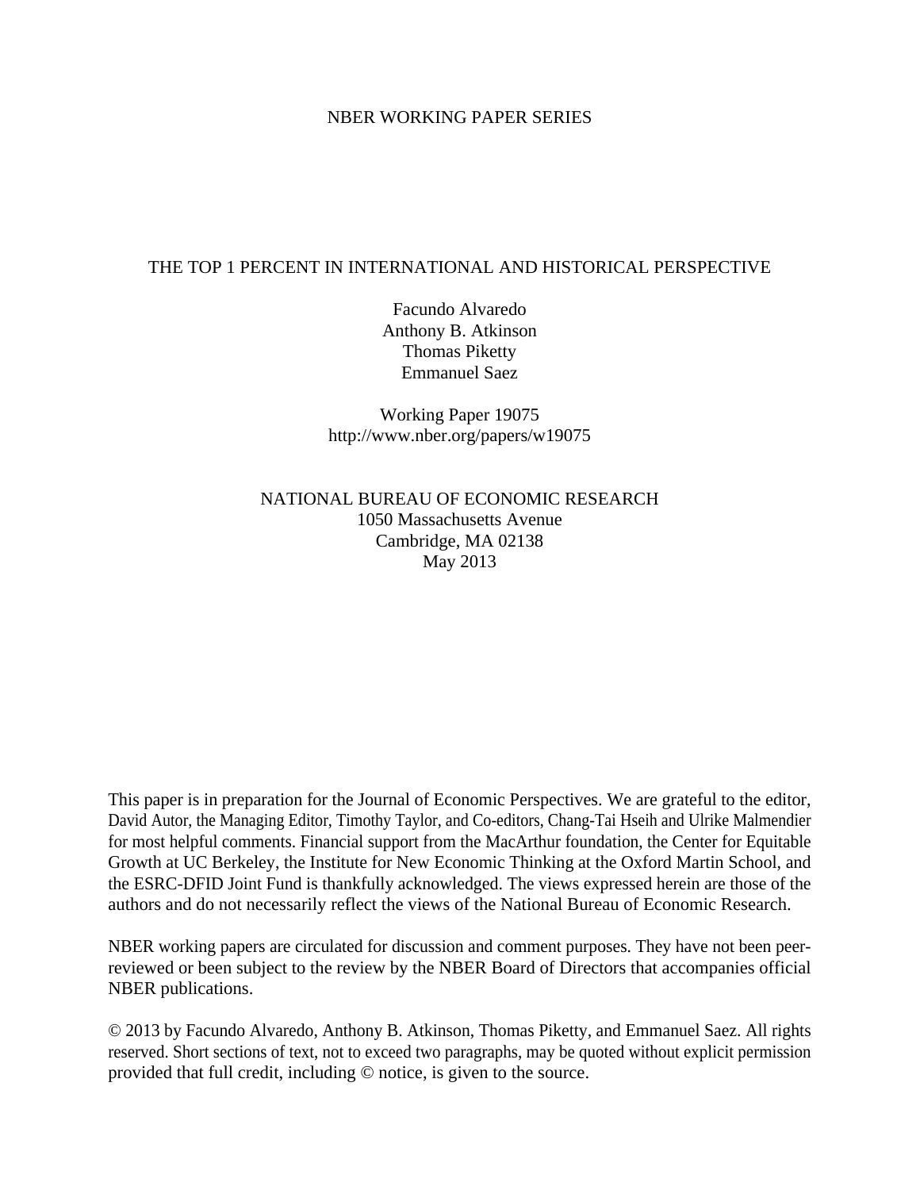NBER WORKING PAPER SERIES

# THE TOP 1 PERCENT IN INTERNATIONAL AND HISTORICAL PERSPECTIVE

Facundo Alvaredo
Anthony B. Atkinson
Thomas Piketty
Emmanuel Saez

Working Paper 19075
http://www.nber.org/papers/w19075

NATIONAL BUREAU OF ECONOMIC RESEARCH
1050 Massachusetts Avenue
Cambridge, MA 02138
May 2013

This paper is in preparation for the Journal of Economic Perspectives. We are grateful to the editor, David Autor, the Managing Editor, Timothy Taylor, and Co-editors, Chang-Tai Hseih and Ulrike Malmendier for most helpful comments. Financial support from the MacArthur foundation, the Center for Equitable Growth at UC Berkeley, the Institute for New Economic Thinking at the Oxford Martin School, and the ESRC-DFID Joint Fund is thankfully acknowledged. The views expressed herein are those of the authors and do not necessarily reflect the views of the National Bureau of Economic Research.

NBER working papers are circulated for discussion and comment purposes. They have not been peer-reviewed or been subject to the review by the NBER Board of Directors that accompanies official NBER publications.

© 2013 by Facundo Alvaredo, Anthony B. Atkinson, Thomas Piketty, and Emmanuel Saez. All rights reserved. Short sections of text, not to exceed two paragraphs, may be quoted without explicit permission provided that full credit, including © notice, is given to the source.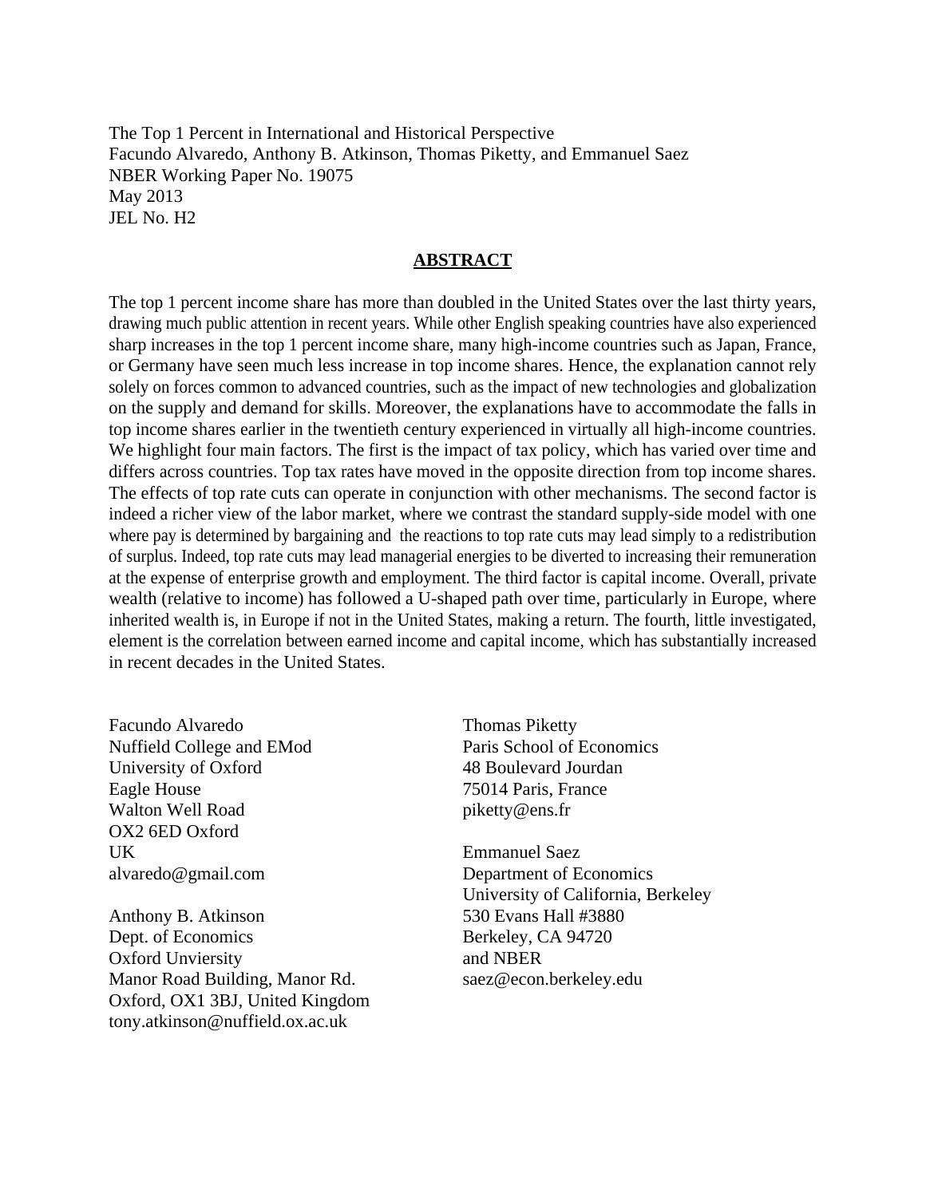The Top 1 Percent in International and Historical Perspective
Facundo Alvaredo, Anthony B. Atkinson, Thomas Piketty, and Emmanuel Saez
NBER Working Paper No. 19075
May 2013
JEL No. H2

## ABSTRACT

The top 1 percent income share has more than doubled in the United States over the last thirty years, drawing much public attention in recent years. While other English speaking countries have also experienced sharp increases in the top 1 percent income share, many high-income countries such as Japan, France, or Germany have seen much less increase in top income shares. Hence, the explanation cannot rely solely on forces common to advanced countries, such as the impact of new technologies and globalization on the supply and demand for skills. Moreover, the explanations have to accommodate the falls in top income shares earlier in the twentieth century experienced in virtually all high-income countries. We highlight four main factors. The first is the impact of tax policy, which has varied over time and differs across countries. Top tax rates have moved in the opposite direction from top income shares. The effects of top rate cuts can operate in conjunction with other mechanisms. The second factor is indeed a richer view of the labor market, where we contrast the standard supply-side model with one where pay is determined by bargaining and the reactions to top rate cuts may lead simply to a redistribution of surplus. Indeed, top rate cuts may lead managerial energies to be diverted to increasing their remuneration at the expense of enterprise growth and employment. The third factor is capital income. Overall, private wealth (relative to income) has followed a U-shaped path over time, particularly in Europe, where inherited wealth is, in Europe if not in the United States, making a return. The fourth, little investigated, element is the correlation between earned income and capital income, which has substantially increased in recent decades in the United States.

Facundo Alvaredo
Nuffield College and EMod
University of Oxford
Eagle House
Walton Well Road
OX2 6ED Oxford
UK
alvaredo@gmail.com

Anthony B. Atkinson
Dept. of Economics
Oxford Unviersity
Manor Road Building, Manor Rd.
Oxford, OX1 3BJ, United Kingdom
tony.atkinson@nuffield.ox.ac.uk

Thomas Piketty
Paris School of Economics
48 Boulevard Jourdan
75014 Paris, France
piketty@ens.fr

Emmanuel Saez
Department of Economics
University of California, Berkeley
530 Evans Hall #3880
Berkeley, CA 94720
and NBER
saez@econ.berkeley.edu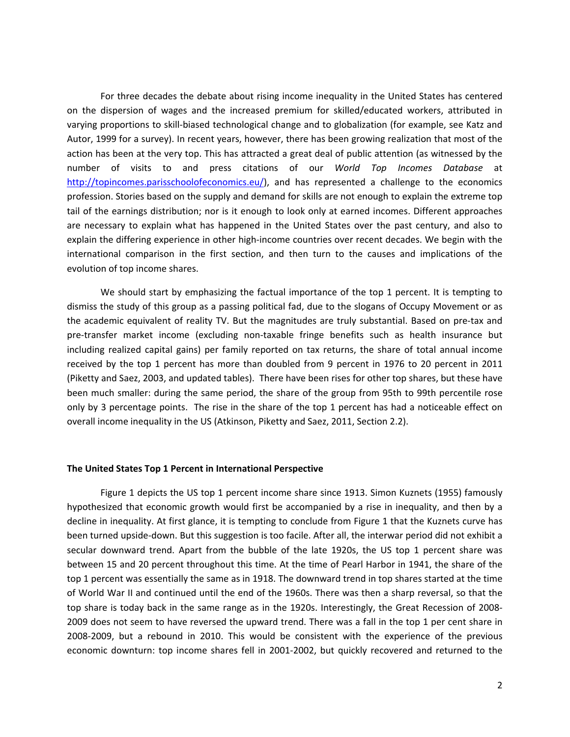For three decades the debate about rising income inequality in the United States has centered on the dispersion of wages and the increased premium for skilled/educated workers, attributed in varying proportions to skill-biased technological change and to globalization (for example, see Katz and Autor, 1999 for a survey). In recent years, however, there has been growing realization that most of the action has been at the very top. This has attracted a great deal of public attention (as witnessed by the number of visits to and press citations of our *World Top Incomes Database* at http://topincomes.parisschoolofeconomics.eu/), and has represented a challenge to the economics profession. Stories based on the supply and demand for skills are not enough to explain the extreme top tail of the earnings distribution; nor is it enough to look only at earned incomes. Different approaches are necessary to explain what has happened in the United States over the past century, and also to explain the differing experience in other high-income countries over recent decades. We begin with the international comparison in the first section, and then turn to the causes and implications of the evolution of top income shares.

We should start by emphasizing the factual importance of the top 1 percent. It is tempting to dismiss the study of this group as a passing political fad, due to the slogans of Occupy Movement or as the academic equivalent of reality TV. But the magnitudes are truly substantial. Based on pre-tax and pre-transfer market income (excluding non-taxable fringe benefits such as health insurance but including realized capital gains) per family reported on tax returns, the share of total annual income received by the top 1 percent has more than doubled from 9 percent in 1976 to 20 percent in 2011 (Piketty and Saez, 2003, and updated tables). There have been rises for other top shares, but these have been much smaller: during the same period, the share of the group from 95th to 99th percentile rose only by 3 percentage points. The rise in the share of the top 1 percent has had a noticeable effect on overall income inequality in the US (Atkinson, Piketty and Saez, 2011, Section 2.2).

## The United States Top 1 Percent in International Perspective

Figure 1 depicts the US top 1 percent income share since 1913. Simon Kuznets (1955) famously hypothesized that economic growth would first be accompanied by a rise in inequality, and then by a decline in inequality. At first glance, it is tempting to conclude from Figure 1 that the Kuznets curve has been turned upside-down. But this suggestion is too facile. After all, the interwar period did not exhibit a secular downward trend. Apart from the bubble of the late 1920s, the US top 1 percent share was between 15 and 20 percent throughout this time. At the time of Pearl Harbor in 1941, the share of the top 1 percent was essentially the same as in 1918. The downward trend in top shares started at the time of World War II and continued until the end of the 1960s. There was then a sharp reversal, so that the top share is today back in the same range as in the 1920s. Interestingly, the Great Recession of 2008-2009 does not seem to have reversed the upward trend. There was a fall in the top 1 per cent share in 2008-2009, but a rebound in 2010. This would be consistent with the experience of the previous economic downturn: top income shares fell in 2001-2002, but quickly recovered and returned to the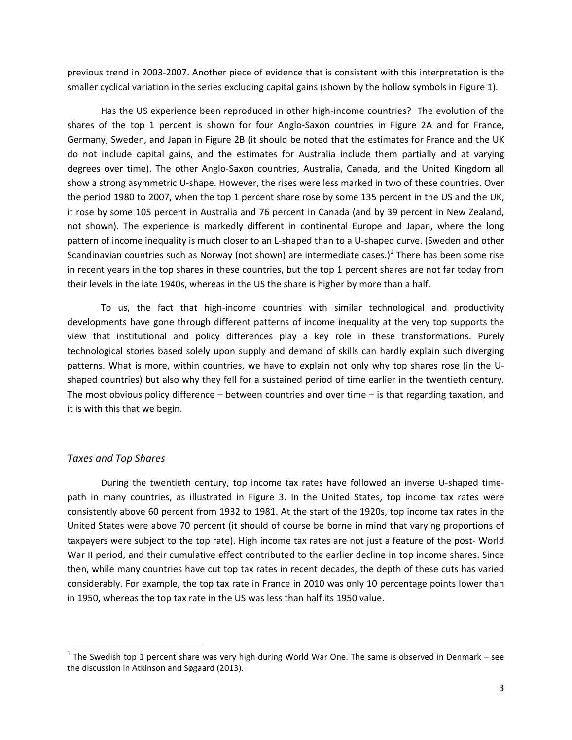previous trend in 2003-2007. Another piece of evidence that is consistent with this interpretation is the smaller cyclical variation in the series excluding capital gains (shown by the hollow symbols in Figure 1).

Has the US experience been reproduced in other high-income countries? The evolution of the shares of the top 1 percent is shown for four Anglo-Saxon countries in Figure 2A and for France, Germany, Sweden, and Japan in Figure 2B (it should be noted that the estimates for France and the UK do not include capital gains, and the estimates for Australia include them partially and at varying degrees over time). The other Anglo-Saxon countries, Australia, Canada, and the United Kingdom all show a strong asymmetric U-shape. However, the rises were less marked in two of these countries. Over the period 1980 to 2007, when the top 1 percent share rose by some 135 percent in the US and the UK, it rose by some 105 percent in Australia and 76 percent in Canada (and by 39 percent in New Zealand, not shown). The experience is markedly different in continental Europe and Japan, where the long pattern of income inequality is much closer to an L-shaped than to a U-shaped curve. (Sweden and other Scandinavian countries such as Norway (not shown) are intermediate cases.)[1] There has been some rise in recent years in the top shares in these countries, but the top 1 percent shares are not far today from their levels in the late 1940s, whereas in the US the share is higher by more than a half.

To us, the fact that high-income countries with similar technological and productivity developments have gone through different patterns of income inequality at the very top supports the view that institutional and policy differences play a key role in these transformations. Purely technological stories based solely upon supply and demand of skills can hardly explain such diverging patterns. What is more, within countries, we have to explain not only why top shares rose (in the U-shaped countries) but also why they fell for a sustained period of time earlier in the twentieth century. The most obvious policy difference – between countries and over time – is that regarding taxation, and it is with this that we begin.

### *Taxes and Top Shares*

During the twentieth century, top income tax rates have followed an inverse U-shaped time-path in many countries, as illustrated in Figure 3. In the United States, top income tax rates were consistently above 60 percent from 1932 to 1981. At the start of the 1920s, top income tax rates in the United States were above 70 percent (it should of course be borne in mind that varying proportions of taxpayers were subject to the top rate). High income tax rates are not just a feature of the post- World War II period, and their cumulative effect contributed to the earlier decline in top income shares. Since then, while many countries have cut top tax rates in recent decades, the depth of these cuts has varied considerably. For example, the top tax rate in France in 2010 was only 10 percentage points lower than in 1950, whereas the top tax rate in the US was less than half its 1950 value.

[1] The Swedish top 1 percent share was very high during World War One. The same is observed in Denmark – see the discussion in Atkinson and Søgaard (2013).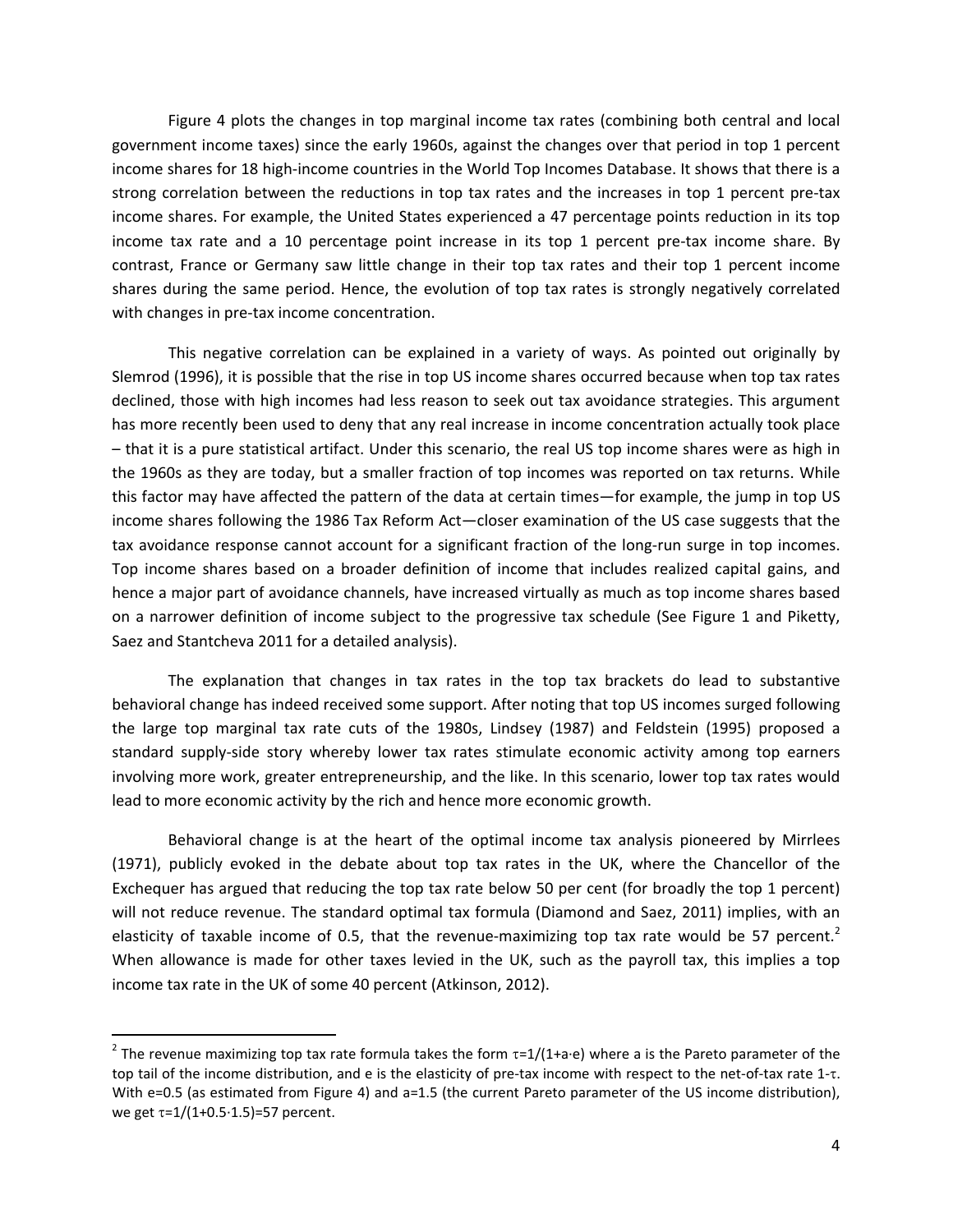Figure 4 plots the changes in top marginal income tax rates (combining both central and local government income taxes) since the early 1960s, against the changes over that period in top 1 percent income shares for 18 high-income countries in the World Top Incomes Database. It shows that there is a strong correlation between the reductions in top tax rates and the increases in top 1 percent pre-tax income shares. For example, the United States experienced a 47 percentage points reduction in its top income tax rate and a 10 percentage point increase in its top 1 percent pre-tax income share. By contrast, France or Germany saw little change in their top tax rates and their top 1 percent income shares during the same period. Hence, the evolution of top tax rates is strongly negatively correlated with changes in pre-tax income concentration.

This negative correlation can be explained in a variety of ways. As pointed out originally by Slemrod (1996), it is possible that the rise in top US income shares occurred because when top tax rates declined, those with high incomes had less reason to seek out tax avoidance strategies. This argument has more recently been used to deny that any real increase in income concentration actually took place – that it is a pure statistical artifact. Under this scenario, the real US top income shares were as high in the 1960s as they are today, but a smaller fraction of top incomes was reported on tax returns. While this factor may have affected the pattern of the data at certain times—for example, the jump in top US income shares following the 1986 Tax Reform Act—closer examination of the US case suggests that the tax avoidance response cannot account for a significant fraction of the long-run surge in top incomes. Top income shares based on a broader definition of income that includes realized capital gains, and hence a major part of avoidance channels, have increased virtually as much as top income shares based on a narrower definition of income subject to the progressive tax schedule (See Figure 1 and Piketty, Saez and Stantcheva 2011 for a detailed analysis).

The explanation that changes in tax rates in the top tax brackets do lead to substantive behavioral change has indeed received some support. After noting that top US incomes surged following the large top marginal tax rate cuts of the 1980s, Lindsey (1987) and Feldstein (1995) proposed a standard supply-side story whereby lower tax rates stimulate economic activity among top earners involving more work, greater entrepreneurship, and the like. In this scenario, lower top tax rates would lead to more economic activity by the rich and hence more economic growth.

Behavioral change is at the heart of the optimal income tax analysis pioneered by Mirrlees (1971), publicly evoked in the debate about top tax rates in the UK, where the Chancellor of the Exchequer has argued that reducing the top tax rate below 50 per cent (for broadly the top 1 percent) will not reduce revenue. The standard optimal tax formula (Diamond and Saez, 2011) implies, with an elasticity of taxable income of 0.5, that the revenue-maximizing top tax rate would be 57 percent.[2] When allowance is made for other taxes levied in the UK, such as the payroll tax, this implies a top income tax rate in the UK of some 40 percent (Atkinson, 2012).

[2] The revenue maximizing top tax rate formula takes the form $\tau = 1/(1+a \cdot e)$ where a is the Pareto parameter of the top tail of the income distribution, and e is the elasticity of pre-tax income with respect to the net-of-tax rate $1-\tau$. With e=0.5 (as estimated from Figure 4) and a=1.5 (the current Pareto parameter of the US income distribution), we get $\tau = 1/(1+0.5 \cdot 1.5) = 57$ percent.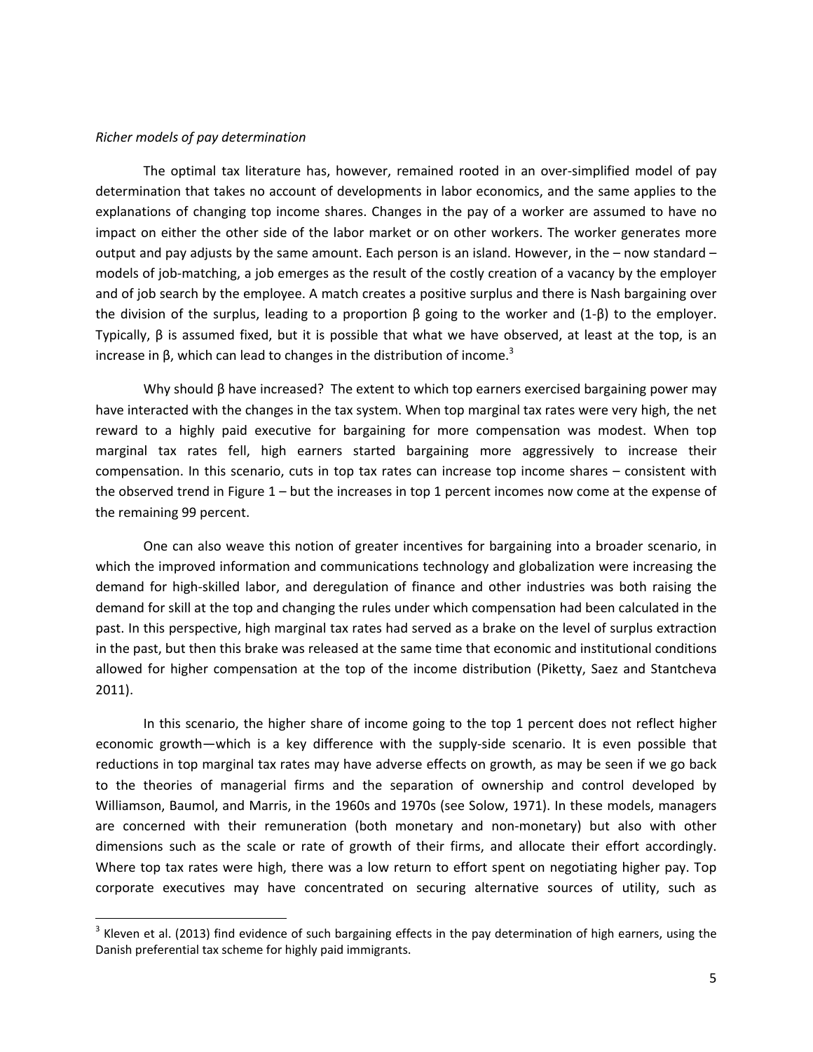*Richer models of pay determination*

The optimal tax literature has, however, remained rooted in an over-simplified model of pay determination that takes no account of developments in labor economics, and the same applies to the explanations of changing top income shares. Changes in the pay of a worker are assumed to have no impact on either the other side of the labor market or on other workers. The worker generates more output and pay adjusts by the same amount. Each person is an island. However, in the – now standard – models of job-matching, a job emerges as the result of the costly creation of a vacancy by the employer and of job search by the employee. A match creates a positive surplus and there is Nash bargaining over the division of the surplus, leading to a proportion $\beta$ going to the worker and $(1-\beta)$ to the employer. Typically, $\beta$ is assumed fixed, but it is possible that what we have observed, at least at the top, is an increase in $\beta$, which can lead to changes in the distribution of income.[3]

Why should $\beta$ have increased? The extent to which top earners exercised bargaining power may have interacted with the changes in the tax system. When top marginal tax rates were very high, the net reward to a highly paid executive for bargaining for more compensation was modest. When top marginal tax rates fell, high earners started bargaining more aggressively to increase their compensation. In this scenario, cuts in top tax rates can increase top income shares – consistent with the observed trend in Figure 1 – but the increases in top 1 percent incomes now come at the expense of the remaining 99 percent.

One can also weave this notion of greater incentives for bargaining into a broader scenario, in which the improved information and communications technology and globalization were increasing the demand for high-skilled labor, and deregulation of finance and other industries was both raising the demand for skill at the top and changing the rules under which compensation had been calculated in the past. In this perspective, high marginal tax rates had served as a brake on the level of surplus extraction in the past, but then this brake was released at the same time that economic and institutional conditions allowed for higher compensation at the top of the income distribution (Piketty, Saez and Stantcheva 2011).

In this scenario, the higher share of income going to the top 1 percent does not reflect higher economic growth—which is a key difference with the supply-side scenario. It is even possible that reductions in top marginal tax rates may have adverse effects on growth, as may be seen if we go back to the theories of managerial firms and the separation of ownership and control developed by Williamson, Baumol, and Marris, in the 1960s and 1970s (see Solow, 1971). In these models, managers are concerned with their remuneration (both monetary and non-monetary) but also with other dimensions such as the scale or rate of growth of their firms, and allocate their effort accordingly. Where top tax rates were high, there was a low return to effort spent on negotiating higher pay. Top corporate executives may have concentrated on securing alternative sources of utility, such as

[3] Kleven et al. (2013) find evidence of such bargaining effects in the pay determination of high earners, using the Danish preferential tax scheme for highly paid immigrants.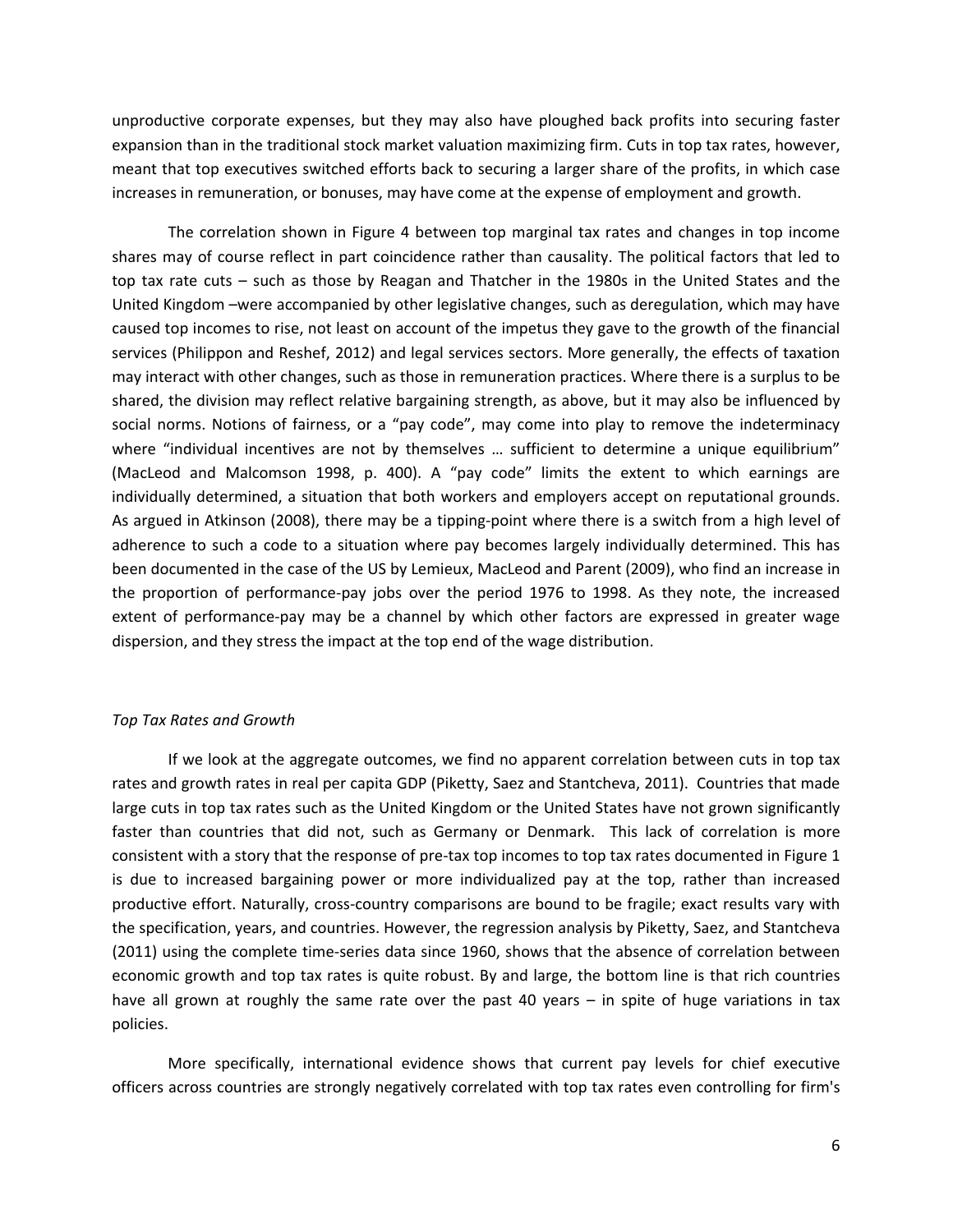unproductive corporate expenses, but they may also have ploughed back profits into securing faster expansion than in the traditional stock market valuation maximizing firm. Cuts in top tax rates, however, meant that top executives switched efforts back to securing a larger share of the profits, in which case increases in remuneration, or bonuses, may have come at the expense of employment and growth.

The correlation shown in Figure 4 between top marginal tax rates and changes in top income shares may of course reflect in part coincidence rather than causality. The political factors that led to top tax rate cuts – such as those by Reagan and Thatcher in the 1980s in the United States and the United Kingdom –were accompanied by other legislative changes, such as deregulation, which may have caused top incomes to rise, not least on account of the impetus they gave to the growth of the financial services (Philippon and Reshef, 2012) and legal services sectors. More generally, the effects of taxation may interact with other changes, such as those in remuneration practices. Where there is a surplus to be shared, the division may reflect relative bargaining strength, as above, but it may also be influenced by social norms. Notions of fairness, or a "pay code", may come into play to remove the indeterminacy where "individual incentives are not by themselves … sufficient to determine a unique equilibrium" (MacLeod and Malcomson 1998, p. 400). A "pay code" limits the extent to which earnings are individually determined, a situation that both workers and employers accept on reputational grounds. As argued in Atkinson (2008), there may be a tipping-point where there is a switch from a high level of adherence to such a code to a situation where pay becomes largely individually determined. This has been documented in the case of the US by Lemieux, MacLeod and Parent (2009), who find an increase in the proportion of performance-pay jobs over the period 1976 to 1998. As they note, the increased extent of performance-pay may be a channel by which other factors are expressed in greater wage dispersion, and they stress the impact at the top end of the wage distribution.

*Top Tax Rates and Growth*

If we look at the aggregate outcomes, we find no apparent correlation between cuts in top tax rates and growth rates in real per capita GDP (Piketty, Saez and Stantcheva, 2011). Countries that made large cuts in top tax rates such as the United Kingdom or the United States have not grown significantly faster than countries that did not, such as Germany or Denmark. This lack of correlation is more consistent with a story that the response of pre-tax top incomes to top tax rates documented in Figure 1 is due to increased bargaining power or more individualized pay at the top, rather than increased productive effort. Naturally, cross-country comparisons are bound to be fragile; exact results vary with the specification, years, and countries. However, the regression analysis by Piketty, Saez, and Stantcheva (2011) using the complete time-series data since 1960, shows that the absence of correlation between economic growth and top tax rates is quite robust. By and large, the bottom line is that rich countries have all grown at roughly the same rate over the past 40 years – in spite of huge variations in tax policies.

More specifically, international evidence shows that current pay levels for chief executive officers across countries are strongly negatively correlated with top tax rates even controlling for firm's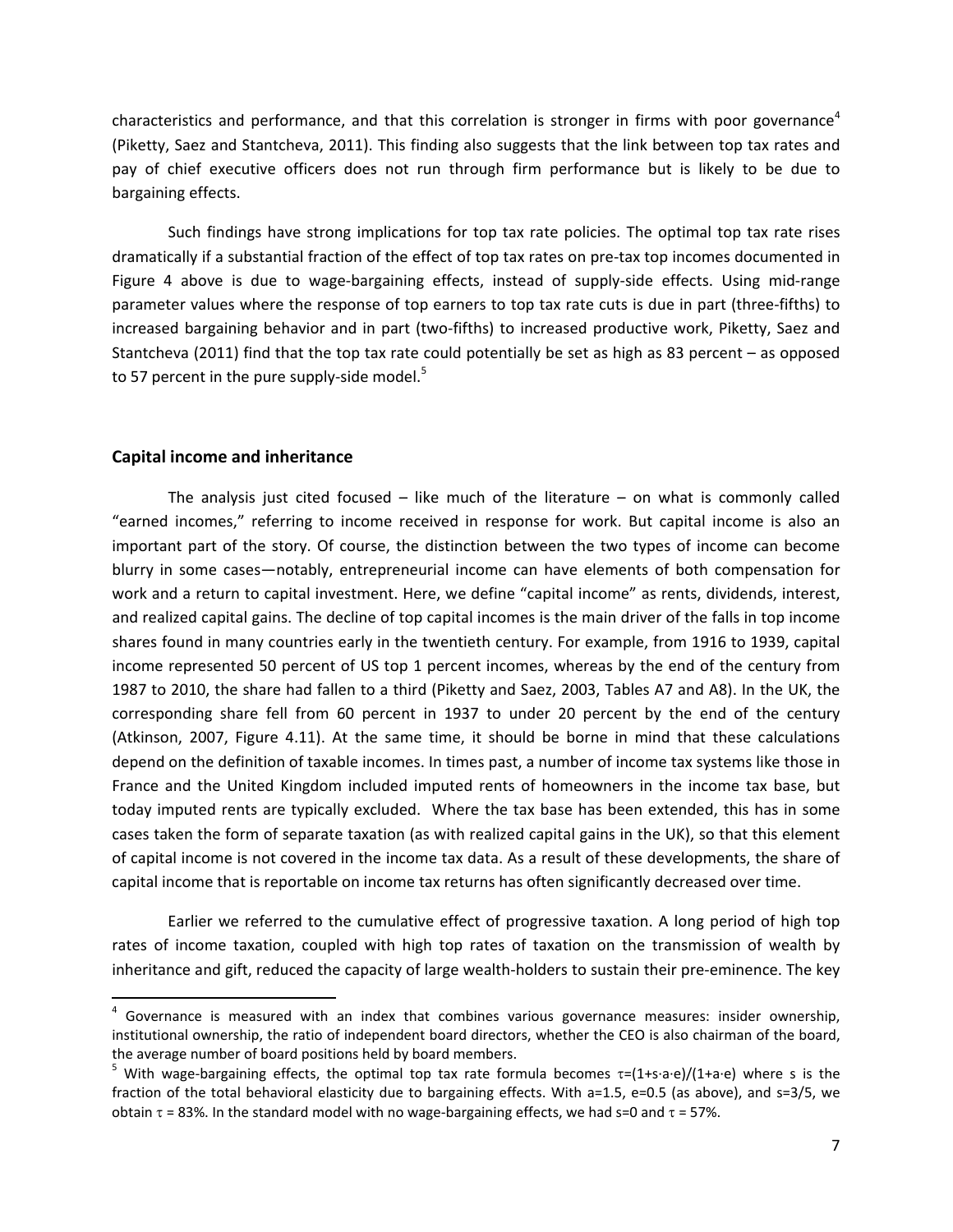characteristics and performance, and that this correlation is stronger in firms with poor governance[4] (Piketty, Saez and Stantcheva, 2011). This finding also suggests that the link between top tax rates and pay of chief executive officers does not run through firm performance but is likely to be due to bargaining effects.

Such findings have strong implications for top tax rate policies. The optimal top tax rate rises dramatically if a substantial fraction of the effect of top tax rates on pre-tax top incomes documented in Figure 4 above is due to wage-bargaining effects, instead of supply-side effects. Using mid-range parameter values where the response of top earners to top tax rate cuts is due in part (three-fifths) to increased bargaining behavior and in part (two-fifths) to increased productive work, Piketty, Saez and Stantcheva (2011) find that the top tax rate could potentially be set as high as 83 percent – as opposed to 57 percent in the pure supply-side model.[5]

## Capital income and inheritance

The analysis just cited focused – like much of the literature – on what is commonly called "earned incomes," referring to income received in response for work. But capital income is also an important part of the story. Of course, the distinction between the two types of income can become blurry in some cases—notably, entrepreneurial income can have elements of both compensation for work and a return to capital investment. Here, we define "capital income" as rents, dividends, interest, and realized capital gains. The decline of top capital incomes is the main driver of the falls in top income shares found in many countries early in the twentieth century. For example, from 1916 to 1939, capital income represented 50 percent of US top 1 percent incomes, whereas by the end of the century from 1987 to 2010, the share had fallen to a third (Piketty and Saez, 2003, Tables A7 and A8). In the UK, the corresponding share fell from 60 percent in 1937 to under 20 percent by the end of the century (Atkinson, 2007, Figure 4.11). At the same time, it should be borne in mind that these calculations depend on the definition of taxable incomes. In times past, a number of income tax systems like those in France and the United Kingdom included imputed rents of homeowners in the income tax base, but today imputed rents are typically excluded. Where the tax base has been extended, this has in some cases taken the form of separate taxation (as with realized capital gains in the UK), so that this element of capital income is not covered in the income tax data. As a result of these developments, the share of capital income that is reportable on income tax returns has often significantly decreased over time.

Earlier we referred to the cumulative effect of progressive taxation. A long period of high top rates of income taxation, coupled with high top rates of taxation on the transmission of wealth by inheritance and gift, reduced the capacity of large wealth-holders to sustain their pre-eminence. The key

---

[4] Governance is measured with an index that combines various governance measures: insider ownership, institutional ownership, the ratio of independent board directors, whether the CEO is also chairman of the board, the average number of board positions held by board members.

[5] With wage-bargaining effects, the optimal top tax rate formula becomes $\tau=(1+s\cdot a\cdot e)/(1+a\cdot e)$ where s is the fraction of the total behavioral elasticity due to bargaining effects. With $a=1.5$, $e=0.5$ (as above), and $s=3/5$, we obtain $\tau$ = 83%. In the standard model with no wage-bargaining effects, we had $s=0$ and $\tau$ = 57%.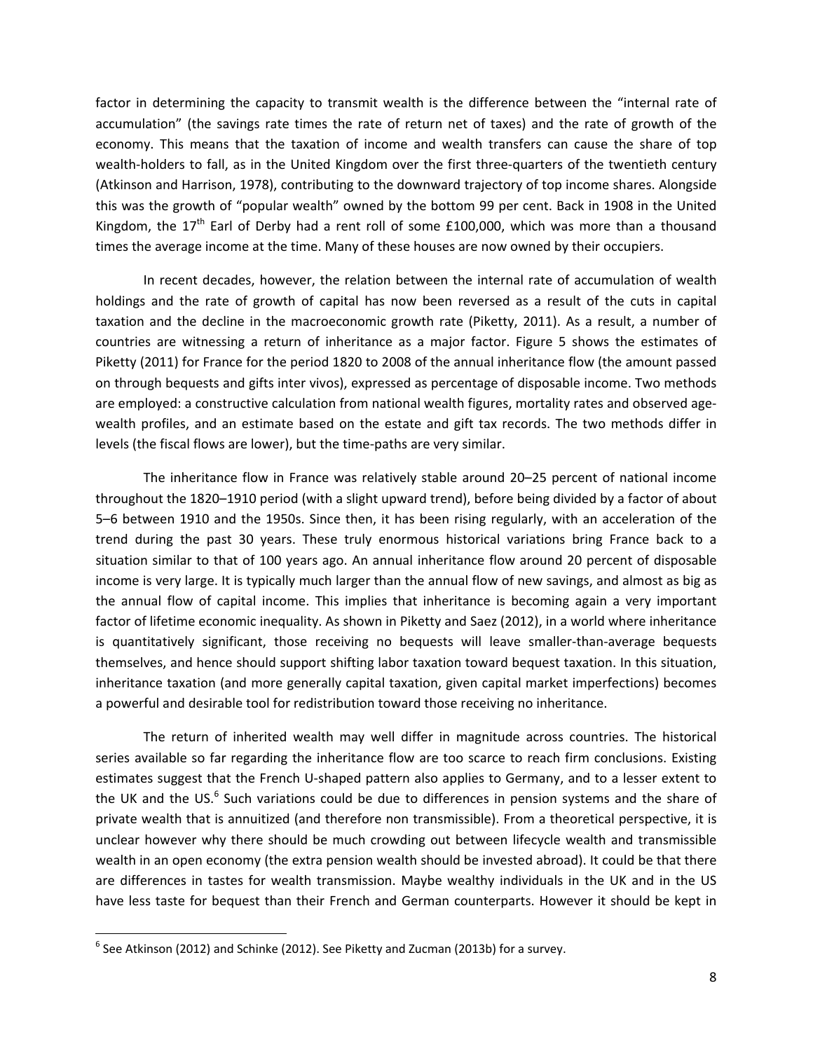factor in determining the capacity to transmit wealth is the difference between the "internal rate of accumulation" (the savings rate times the rate of return net of taxes) and the rate of growth of the economy. This means that the taxation of income and wealth transfers can cause the share of top wealth-holders to fall, as in the United Kingdom over the first three-quarters of the twentieth century (Atkinson and Harrison, 1978), contributing to the downward trajectory of top income shares. Alongside this was the growth of "popular wealth" owned by the bottom 99 per cent. Back in 1908 in the United Kingdom, the 17th Earl of Derby had a rent roll of some £100,000, which was more than a thousand times the average income at the time. Many of these houses are now owned by their occupiers.

In recent decades, however, the relation between the internal rate of accumulation of wealth holdings and the rate of growth of capital has now been reversed as a result of the cuts in capital taxation and the decline in the macroeconomic growth rate (Piketty, 2011). As a result, a number of countries are witnessing a return of inheritance as a major factor. Figure 5 shows the estimates of Piketty (2011) for France for the period 1820 to 2008 of the annual inheritance flow (the amount passed on through bequests and gifts inter vivos), expressed as percentage of disposable income. Two methods are employed: a constructive calculation from national wealth figures, mortality rates and observed age-wealth profiles, and an estimate based on the estate and gift tax records. The two methods differ in levels (the fiscal flows are lower), but the time-paths are very similar.

The inheritance flow in France was relatively stable around 20–25 percent of national income throughout the 1820–1910 period (with a slight upward trend), before being divided by a factor of about 5–6 between 1910 and the 1950s. Since then, it has been rising regularly, with an acceleration of the trend during the past 30 years. These truly enormous historical variations bring France back to a situation similar to that of 100 years ago. An annual inheritance flow around 20 percent of disposable income is very large. It is typically much larger than the annual flow of new savings, and almost as big as the annual flow of capital income. This implies that inheritance is becoming again a very important factor of lifetime economic inequality. As shown in Piketty and Saez (2012), in a world where inheritance is quantitatively significant, those receiving no bequests will leave smaller-than-average bequests themselves, and hence should support shifting labor taxation toward bequest taxation. In this situation, inheritance taxation (and more generally capital taxation, given capital market imperfections) becomes a powerful and desirable tool for redistribution toward those receiving no inheritance.

The return of inherited wealth may well differ in magnitude across countries. The historical series available so far regarding the inheritance flow are too scarce to reach firm conclusions. Existing estimates suggest that the French U-shaped pattern also applies to Germany, and to a lesser extent to the UK and the US.[6] Such variations could be due to differences in pension systems and the share of private wealth that is annuitized (and therefore non transmissible). From a theoretical perspective, it is unclear however why there should be much crowding out between lifecycle wealth and transmissible wealth in an open economy (the extra pension wealth should be invested abroad). It could be that there are differences in tastes for wealth transmission. Maybe wealthy individuals in the UK and in the US have less taste for bequest than their French and German counterparts. However it should be kept in

[6] See Atkinson (2012) and Schinke (2012). See Piketty and Zucman (2013b) for a survey.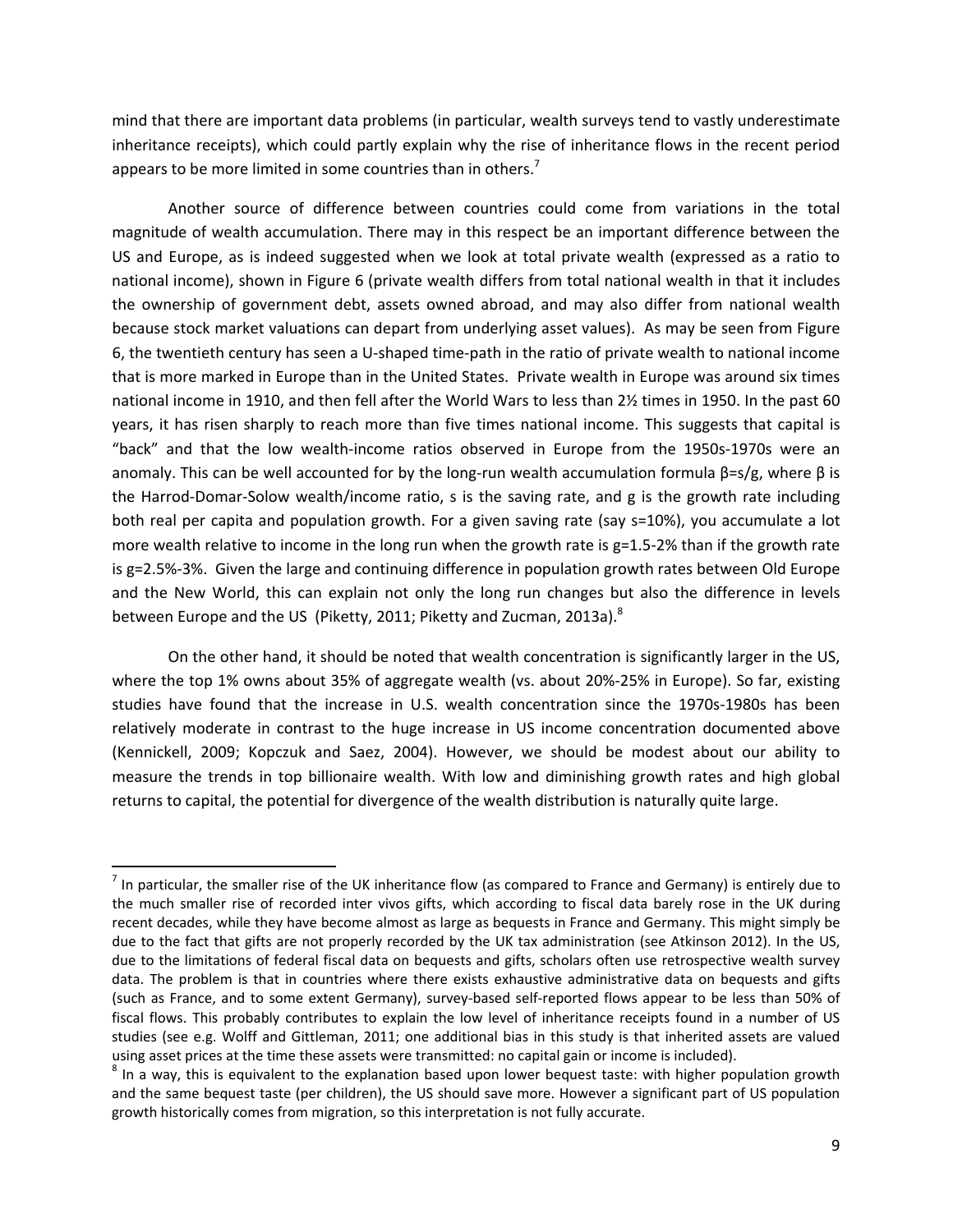mind that there are important data problems (in particular, wealth surveys tend to vastly underestimate inheritance receipts), which could partly explain why the rise of inheritance flows in the recent period appears to be more limited in some countries than in others.[7]

Another source of difference between countries could come from variations in the total magnitude of wealth accumulation. There may in this respect be an important difference between the US and Europe, as is indeed suggested when we look at total private wealth (expressed as a ratio to national income), shown in Figure 6 (private wealth differs from total national wealth in that it includes the ownership of government debt, assets owned abroad, and may also differ from national wealth because stock market valuations can depart from underlying asset values). As may be seen from Figure 6, the twentieth century has seen a U-shaped time-path in the ratio of private wealth to national income that is more marked in Europe than in the United States. Private wealth in Europe was around six times national income in 1910, and then fell after the World Wars to less than 2½ times in 1950. In the past 60 years, it has risen sharply to reach more than five times national income. This suggests that capital is "back" and that the low wealth-income ratios observed in Europe from the 1950s-1970s were an anomaly. This can be well accounted for by the long-run wealth accumulation formula $\beta=s/g$, where $\beta$ is the Harrod-Domar-Solow wealth/income ratio, s is the saving rate, and g is the growth rate including both real per capita and population growth. For a given saving rate (say s=10%), you accumulate a lot more wealth relative to income in the long run when the growth rate is g=1.5-2% than if the growth rate is g=2.5%-3%. Given the large and continuing difference in population growth rates between Old Europe and the New World, this can explain not only the long run changes but also the difference in levels between Europe and the US (Piketty, 2011; Piketty and Zucman, 2013a).[8]

On the other hand, it should be noted that wealth concentration is significantly larger in the US, where the top 1% owns about 35% of aggregate wealth (vs. about 20%-25% in Europe). So far, existing studies have found that the increase in U.S. wealth concentration since the 1970s-1980s has been relatively moderate in contrast to the huge increase in US income concentration documented above (Kennickell, 2009; Kopczuk and Saez, 2004). However, we should be modest about our ability to measure the trends in top billionaire wealth. With low and diminishing growth rates and high global returns to capital, the potential for divergence of the wealth distribution is naturally quite large.

---

[7] In particular, the smaller rise of the UK inheritance flow (as compared to France and Germany) is entirely due to the much smaller rise of recorded inter vivos gifts, which according to fiscal data barely rose in the UK during recent decades, while they have become almost as large as bequests in France and Germany. This might simply be due to the fact that gifts are not properly recorded by the UK tax administration (see Atkinson 2012). In the US, due to the limitations of federal fiscal data on bequests and gifts, scholars often use retrospective wealth survey data. The problem is that in countries where there exists exhaustive administrative data on bequests and gifts (such as France, and to some extent Germany), survey-based self-reported flows appear to be less than 50% of fiscal flows. This probably contributes to explain the low level of inheritance receipts found in a number of US studies (see e.g. Wolff and Gittleman, 2011; one additional bias in this study is that inherited assets are valued using asset prices at the time these assets were transmitted: no capital gain or income is included).

[8] In a way, this is equivalent to the explanation based upon lower bequest taste: with higher population growth and the same bequest taste (per children), the US should save more. However a significant part of US population growth historically comes from migration, so this interpretation is not fully accurate.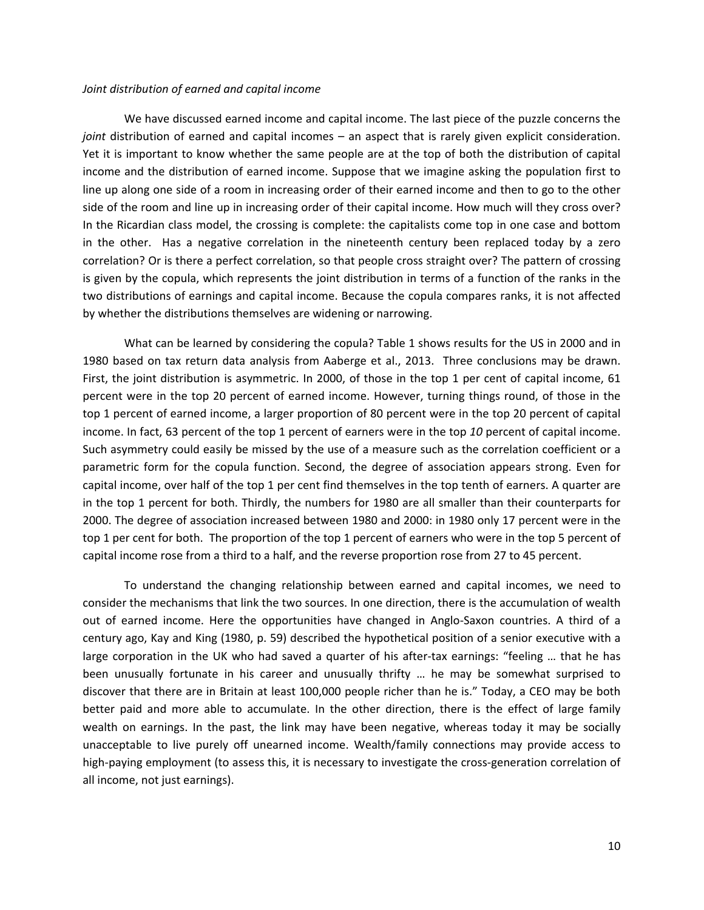*Joint distribution of earned and capital income*

We have discussed earned income and capital income. The last piece of the puzzle concerns the *joint* distribution of earned and capital incomes – an aspect that is rarely given explicit consideration. Yet it is important to know whether the same people are at the top of both the distribution of capital income and the distribution of earned income. Suppose that we imagine asking the population first to line up along one side of a room in increasing order of their earned income and then to go to the other side of the room and line up in increasing order of their capital income. How much will they cross over? In the Ricardian class model, the crossing is complete: the capitalists come top in one case and bottom in the other. Has a negative correlation in the nineteenth century been replaced today by a zero correlation? Or is there a perfect correlation, so that people cross straight over? The pattern of crossing is given by the copula, which represents the joint distribution in terms of a function of the ranks in the two distributions of earnings and capital income. Because the copula compares ranks, it is not affected by whether the distributions themselves are widening or narrowing.

What can be learned by considering the copula? Table 1 shows results for the US in 2000 and in 1980 based on tax return data analysis from Aaberge et al., 2013. Three conclusions may be drawn. First, the joint distribution is asymmetric. In 2000, of those in the top 1 per cent of capital income, 61 percent were in the top 20 percent of earned income. However, turning things round, of those in the top 1 percent of earned income, a larger proportion of 80 percent were in the top 20 percent of capital income. In fact, 63 percent of the top 1 percent of earners were in the top *10* percent of capital income. Such asymmetry could easily be missed by the use of a measure such as the correlation coefficient or a parametric form for the copula function. Second, the degree of association appears strong. Even for capital income, over half of the top 1 per cent find themselves in the top tenth of earners. A quarter are in the top 1 percent for both. Thirdly, the numbers for 1980 are all smaller than their counterparts for 2000. The degree of association increased between 1980 and 2000: in 1980 only 17 percent were in the top 1 per cent for both. The proportion of the top 1 percent of earners who were in the top 5 percent of capital income rose from a third to a half, and the reverse proportion rose from 27 to 45 percent.

To understand the changing relationship between earned and capital incomes, we need to consider the mechanisms that link the two sources. In one direction, there is the accumulation of wealth out of earned income. Here the opportunities have changed in Anglo-Saxon countries. A third of a century ago, Kay and King (1980, p. 59) described the hypothetical position of a senior executive with a large corporation in the UK who had saved a quarter of his after-tax earnings: "feeling … that he has been unusually fortunate in his career and unusually thrifty … he may be somewhat surprised to discover that there are in Britain at least 100,000 people richer than he is." Today, a CEO may be both better paid and more able to accumulate. In the other direction, there is the effect of large family wealth on earnings. In the past, the link may have been negative, whereas today it may be socially unacceptable to live purely off unearned income. Wealth/family connections may provide access to high-paying employment (to assess this, it is necessary to investigate the cross-generation correlation of all income, not just earnings).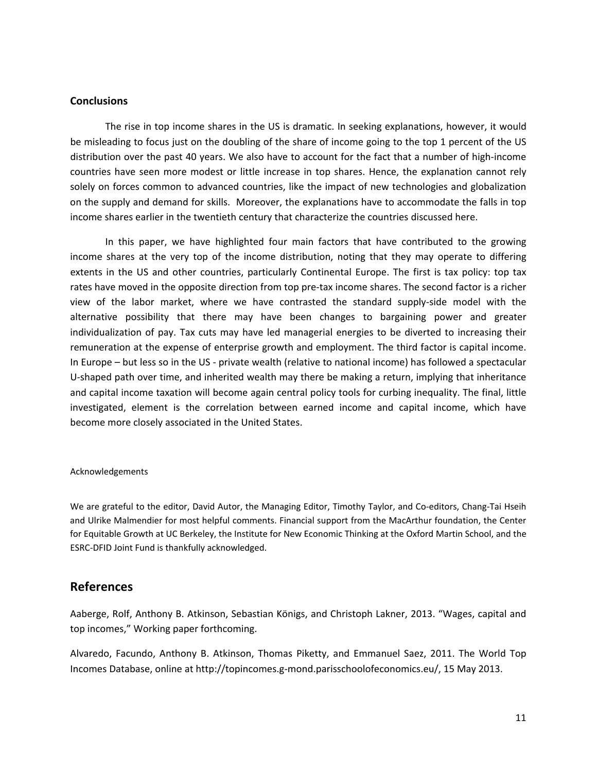## Conclusions

The rise in top income shares in the US is dramatic. In seeking explanations, however, it would be misleading to focus just on the doubling of the share of income going to the top 1 percent of the US distribution over the past 40 years. We also have to account for the fact that a number of high-income countries have seen more modest or little increase in top shares. Hence, the explanation cannot rely solely on forces common to advanced countries, like the impact of new technologies and globalization on the supply and demand for skills. Moreover, the explanations have to accommodate the falls in top income shares earlier in the twentieth century that characterize the countries discussed here.

In this paper, we have highlighted four main factors that have contributed to the growing income shares at the very top of the income distribution, noting that they may operate to differing extents in the US and other countries, particularly Continental Europe. The first is tax policy: top tax rates have moved in the opposite direction from top pre-tax income shares. The second factor is a richer view of the labor market, where we have contrasted the standard supply-side model with the alternative possibility that there may have been changes to bargaining power and greater individualization of pay. Tax cuts may have led managerial energies to be diverted to increasing their remuneration at the expense of enterprise growth and employment. The third factor is capital income. In Europe – but less so in the US - private wealth (relative to national income) has followed a spectacular U-shaped path over time, and inherited wealth may there be making a return, implying that inheritance and capital income taxation will become again central policy tools for curbing inequality. The final, little investigated, element is the correlation between earned income and capital income, which have become more closely associated in the United States.

Acknowledgements

We are grateful to the editor, David Autor, the Managing Editor, Timothy Taylor, and Co-editors, Chang-Tai Hseih and Ulrike Malmendier for most helpful comments. Financial support from the MacArthur foundation, the Center for Equitable Growth at UC Berkeley, the Institute for New Economic Thinking at the Oxford Martin School, and the ESRC-DFID Joint Fund is thankfully acknowledged.

# References

Aaberge, Rolf, Anthony B. Atkinson, Sebastian Königs, and Christoph Lakner, 2013. "Wages, capital and top incomes," Working paper forthcoming.

Alvaredo, Facundo, Anthony B. Atkinson, Thomas Piketty, and Emmanuel Saez, 2011. The World Top Incomes Database, online at http://topincomes.g-mond.parisschoolofeconomics.eu/, 15 May 2013.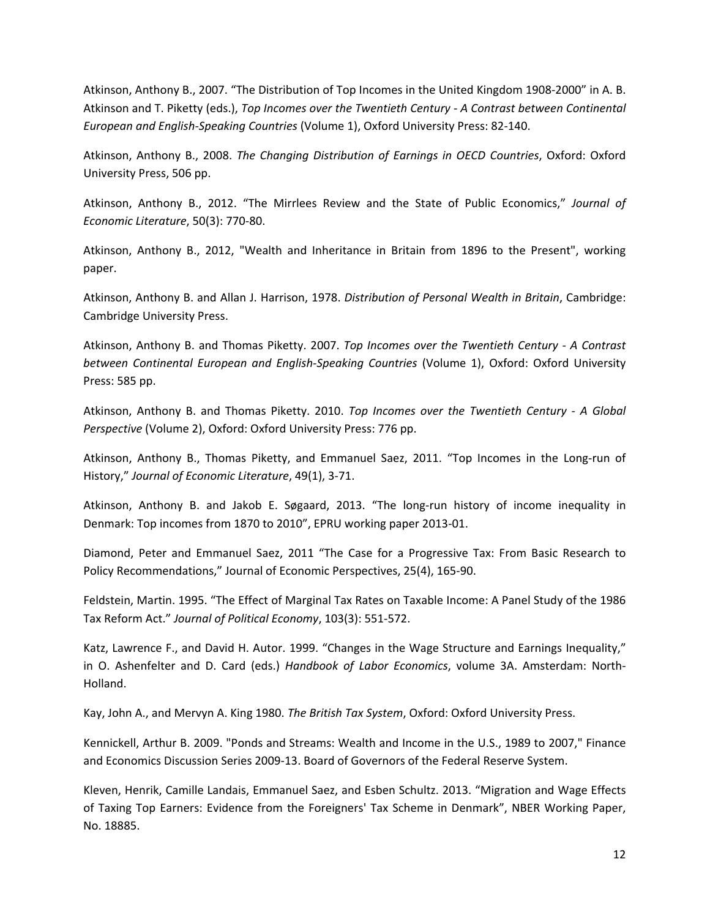Atkinson, Anthony B., 2007. "The Distribution of Top Incomes in the United Kingdom 1908-2000" in A. B. Atkinson and T. Piketty (eds.), *Top Incomes over the Twentieth Century - A Contrast between Continental European and English-Speaking Countries* (Volume 1), Oxford University Press: 82-140.

Atkinson, Anthony B., 2008. *The Changing Distribution of Earnings in OECD Countries*, Oxford: Oxford University Press, 506 pp.

Atkinson, Anthony B., 2012. "The Mirrlees Review and the State of Public Economics," *Journal of Economic Literature*, 50(3): 770-80.

Atkinson, Anthony B., 2012, "Wealth and Inheritance in Britain from 1896 to the Present", working paper.

Atkinson, Anthony B. and Allan J. Harrison, 1978. *Distribution of Personal Wealth in Britain*, Cambridge: Cambridge University Press.

Atkinson, Anthony B. and Thomas Piketty. 2007. *Top Incomes over the Twentieth Century - A Contrast between Continental European and English-Speaking Countries* (Volume 1), Oxford: Oxford University Press: 585 pp.

Atkinson, Anthony B. and Thomas Piketty. 2010. *Top Incomes over the Twentieth Century - A Global Perspective* (Volume 2), Oxford: Oxford University Press: 776 pp.

Atkinson, Anthony B., Thomas Piketty, and Emmanuel Saez, 2011. "Top Incomes in the Long-run of History," *Journal of Economic Literature*, 49(1), 3-71.

Atkinson, Anthony B. and Jakob E. Søgaard, 2013. "The long-run history of income inequality in Denmark: Top incomes from 1870 to 2010", EPRU working paper 2013-01.

Diamond, Peter and Emmanuel Saez, 2011 "The Case for a Progressive Tax: From Basic Research to Policy Recommendations," Journal of Economic Perspectives, 25(4), 165-90.

Feldstein, Martin. 1995. "The Effect of Marginal Tax Rates on Taxable Income: A Panel Study of the 1986 Tax Reform Act." *Journal of Political Economy*, 103(3): 551-572.

Katz, Lawrence F., and David H. Autor. 1999. "Changes in the Wage Structure and Earnings Inequality," in O. Ashenfelter and D. Card (eds.) *Handbook of Labor Economics*, volume 3A. Amsterdam: North-Holland.

Kay, John A., and Mervyn A. King 1980. *The British Tax System*, Oxford: Oxford University Press.

Kennickell, Arthur B. 2009. "Ponds and Streams: Wealth and Income in the U.S., 1989 to 2007," Finance and Economics Discussion Series 2009-13. Board of Governors of the Federal Reserve System.

Kleven, Henrik, Camille Landais, Emmanuel Saez, and Esben Schultz. 2013. "Migration and Wage Effects of Taxing Top Earners: Evidence from the Foreigners' Tax Scheme in Denmark", NBER Working Paper, No. 18885.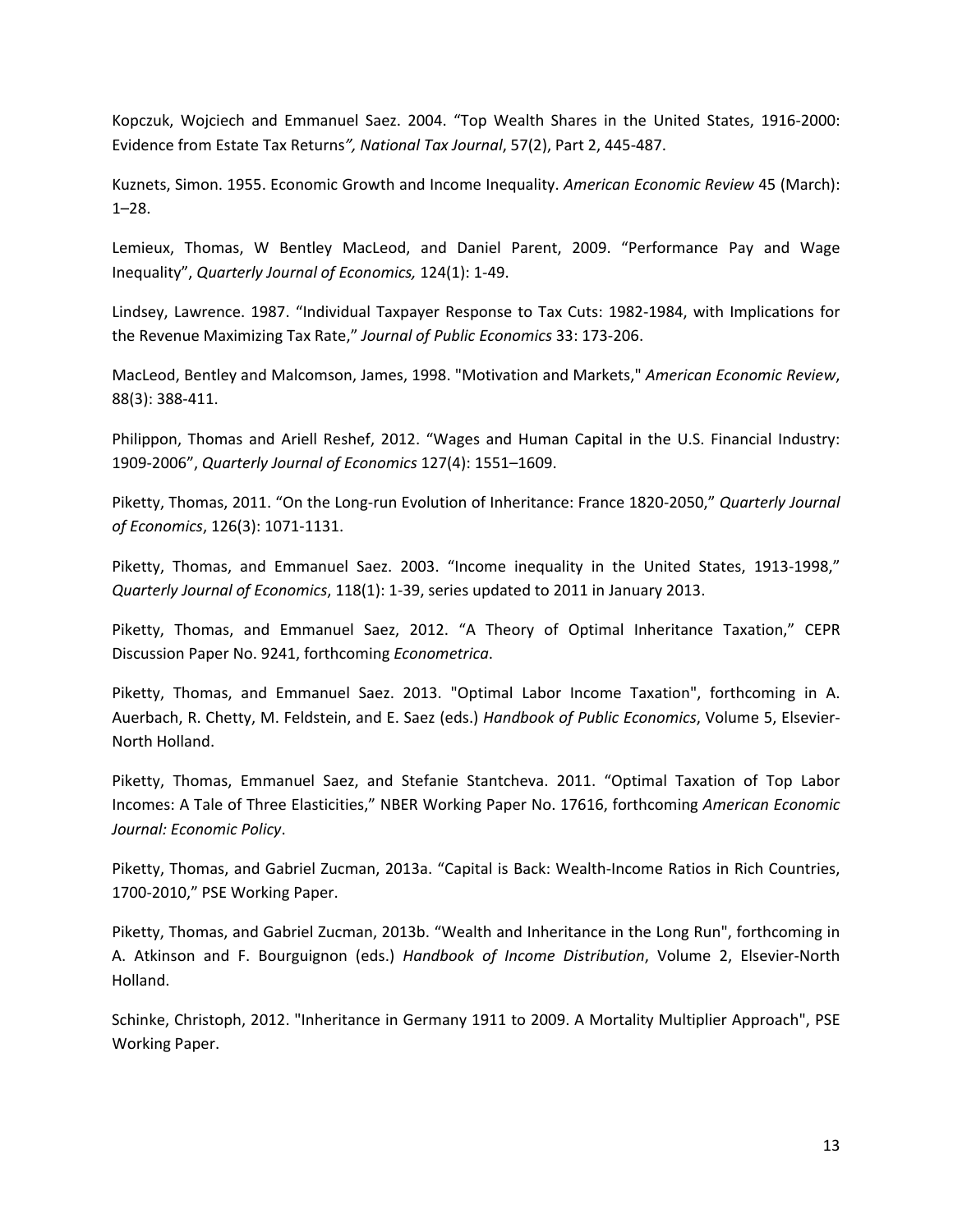Kopczuk, Wojciech and Emmanuel Saez. 2004. "Top Wealth Shares in the United States, 1916-2000: Evidence from Estate Tax Returns*", National Tax Journal*, 57(2), Part 2, 445-487.

Kuznets, Simon. 1955. Economic Growth and Income Inequality. *American Economic Review* 45 (March): 1–28.

Lemieux, Thomas, W Bentley MacLeod, and Daniel Parent, 2009. "Performance Pay and Wage Inequality", *Quarterly Journal of Economics,* 124(1): 1-49.

Lindsey, Lawrence. 1987. "Individual Taxpayer Response to Tax Cuts: 1982-1984, with Implications for the Revenue Maximizing Tax Rate," *Journal of Public Economics* 33: 173-206.

MacLeod, Bentley and Malcomson, James, 1998. "Motivation and Markets," *American Economic Review*, 88(3): 388-411.

Philippon, Thomas and Ariell Reshef, 2012. "Wages and Human Capital in the U.S. Financial Industry: 1909-2006", *Quarterly Journal of Economics* 127(4): 1551–1609.

Piketty, Thomas, 2011. "On the Long-run Evolution of Inheritance: France 1820-2050," *Quarterly Journal of Economics*, 126(3): 1071-1131.

Piketty, Thomas, and Emmanuel Saez. 2003. "Income inequality in the United States, 1913-1998," *Quarterly Journal of Economics*, 118(1): 1-39, series updated to 2011 in January 2013.

Piketty, Thomas, and Emmanuel Saez, 2012. "A Theory of Optimal Inheritance Taxation," CEPR Discussion Paper No. 9241, forthcoming *Econometrica*.

Piketty, Thomas, and Emmanuel Saez. 2013. "Optimal Labor Income Taxation", forthcoming in A. Auerbach, R. Chetty, M. Feldstein, and E. Saez (eds.) *Handbook of Public Economics*, Volume 5, Elsevier-North Holland.

Piketty, Thomas, Emmanuel Saez, and Stefanie Stantcheva. 2011. "Optimal Taxation of Top Labor Incomes: A Tale of Three Elasticities," NBER Working Paper No. 17616, forthcoming *American Economic Journal: Economic Policy*.

Piketty, Thomas, and Gabriel Zucman, 2013a. "Capital is Back: Wealth-Income Ratios in Rich Countries, 1700-2010," PSE Working Paper.

Piketty, Thomas, and Gabriel Zucman, 2013b. "Wealth and Inheritance in the Long Run", forthcoming in A. Atkinson and F. Bourguignon (eds.) *Handbook of Income Distribution*, Volume 2, Elsevier-North Holland.

Schinke, Christoph, 2012. "Inheritance in Germany 1911 to 2009. A Mortality Multiplier Approach", PSE Working Paper.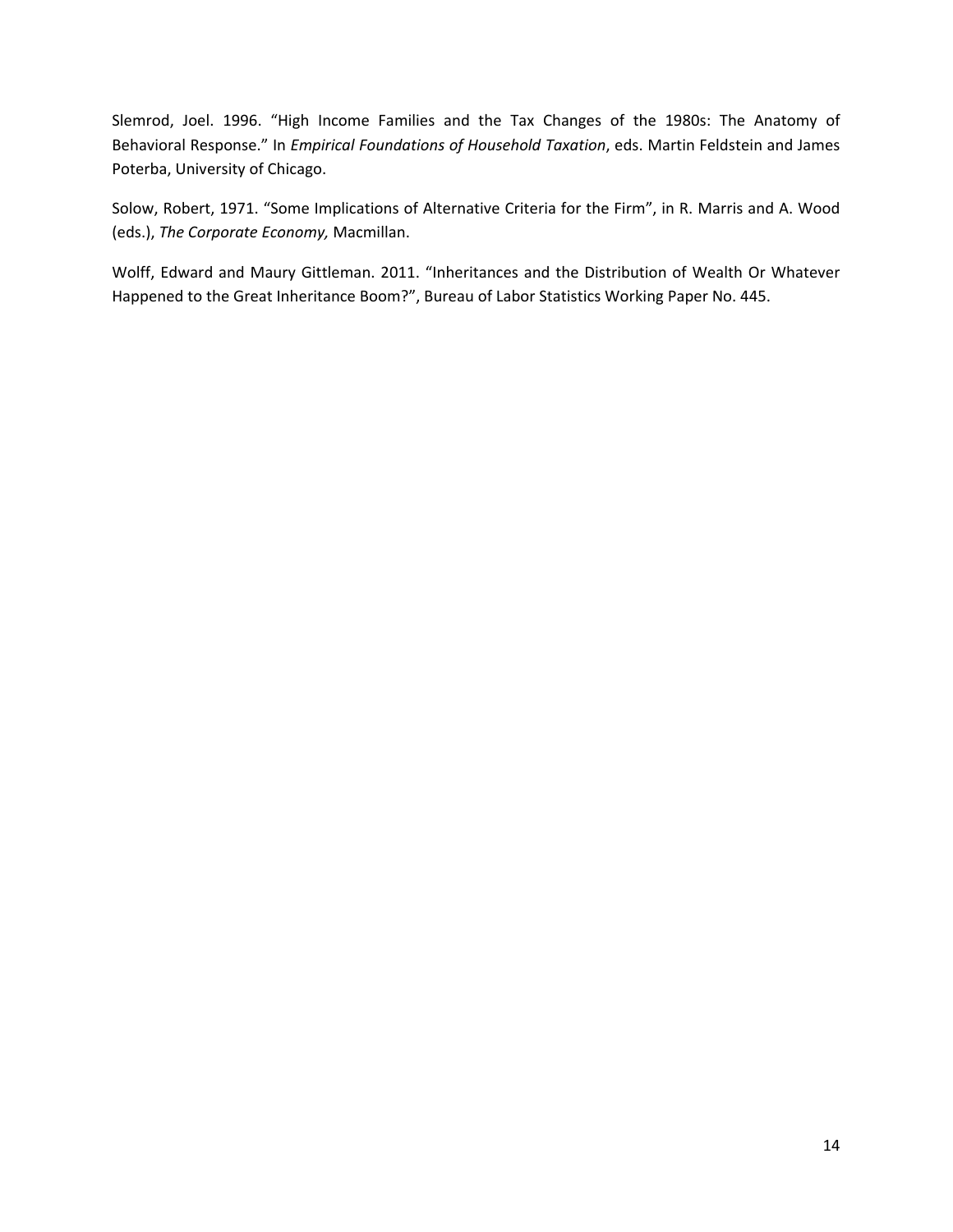Slemrod, Joel. 1996. “High Income Families and the Tax Changes of the 1980s: The Anatomy of Behavioral Response.” In *Empirical Foundations of Household Taxation*, eds. Martin Feldstein and James Poterba, University of Chicago.

Solow, Robert, 1971. “Some Implications of Alternative Criteria for the Firm”, in R. Marris and A. Wood (eds.), *The Corporate Economy,* Macmillan.

Wolff, Edward and Maury Gittleman. 2011. “Inheritances and the Distribution of Wealth Or Whatever Happened to the Great Inheritance Boom?”, Bureau of Labor Statistics Working Paper No. 445.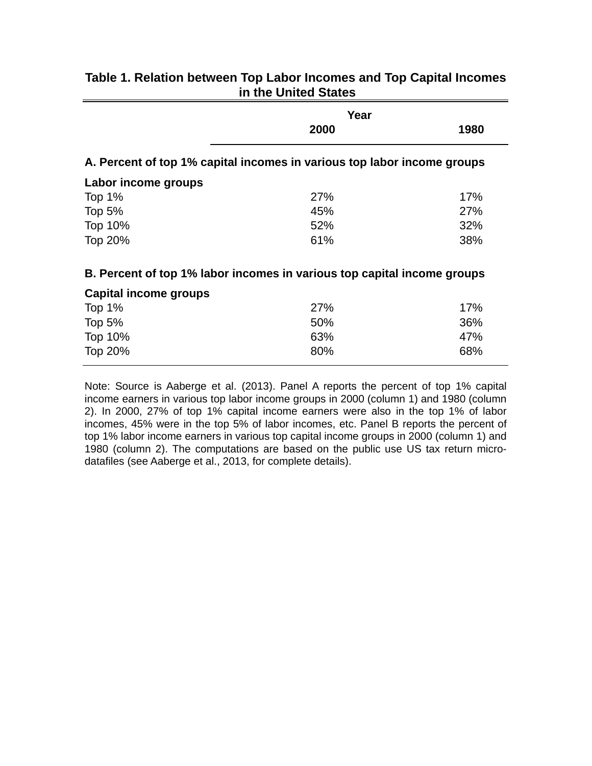**Table 1. Relation between Top Labor Incomes and Top Capital Incomes in the United States**

| | Year | |
|---|---|---|
| | **2000** | **1980** |
| **A. Percent of top 1% capital incomes in various top labor income groups** | | |
| **Labor income groups** | | |
| Top 1% | 27% | 17% |
| Top 5% | 45% | 27% |
| Top 10% | 52% | 32% |
| Top 20% | 61% | 38% |
| **B. Percent of top 1% labor incomes in various top capital income groups** | | |
| **Capital income groups** | | |
| Top 1% | 27% | 17% |
| Top 5% | 50% | 36% |
| Top 10% | 63% | 47% |
| Top 20% | 80% | 68% |

Note: Source is Aaberge et al. (2013). Panel A reports the percent of top 1% capital income earners in various top labor income groups in 2000 (column 1) and 1980 (column 2). In 2000, 27% of top 1% capital income earners were also in the top 1% of labor incomes, 45% were in the top 5% of labor incomes, etc. Panel B reports the percent of top 1% labor income earners in various top capital income groups in 2000 (column 1) and 1980 (column 2). The computations are based on the public use US tax return micro-datafiles (see Aaberge et al., 2013, for complete details).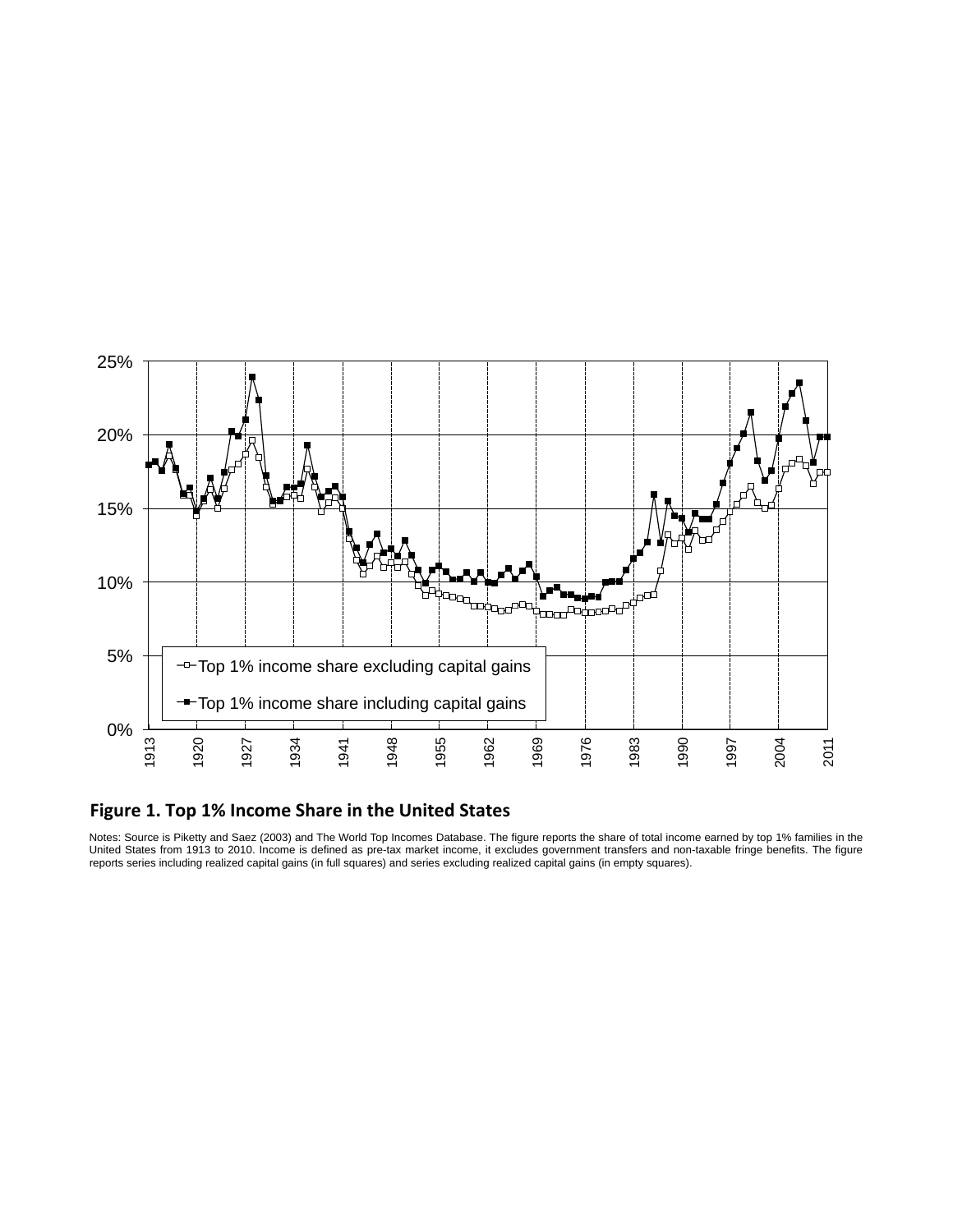**Figure 1. Top 1% Income Share in the United States**

Notes: Source is Piketty and Saez (2003) and The World Top Incomes Database. The figure reports the share of total income earned by top 1% families in the United States from 1913 to 2010. Income is defined as pre-tax market income, it excludes government transfers and non-taxable fringe benefits. The figure reports series including realized capital gains (in full squares) and series excluding realized capital gains (in empty squares).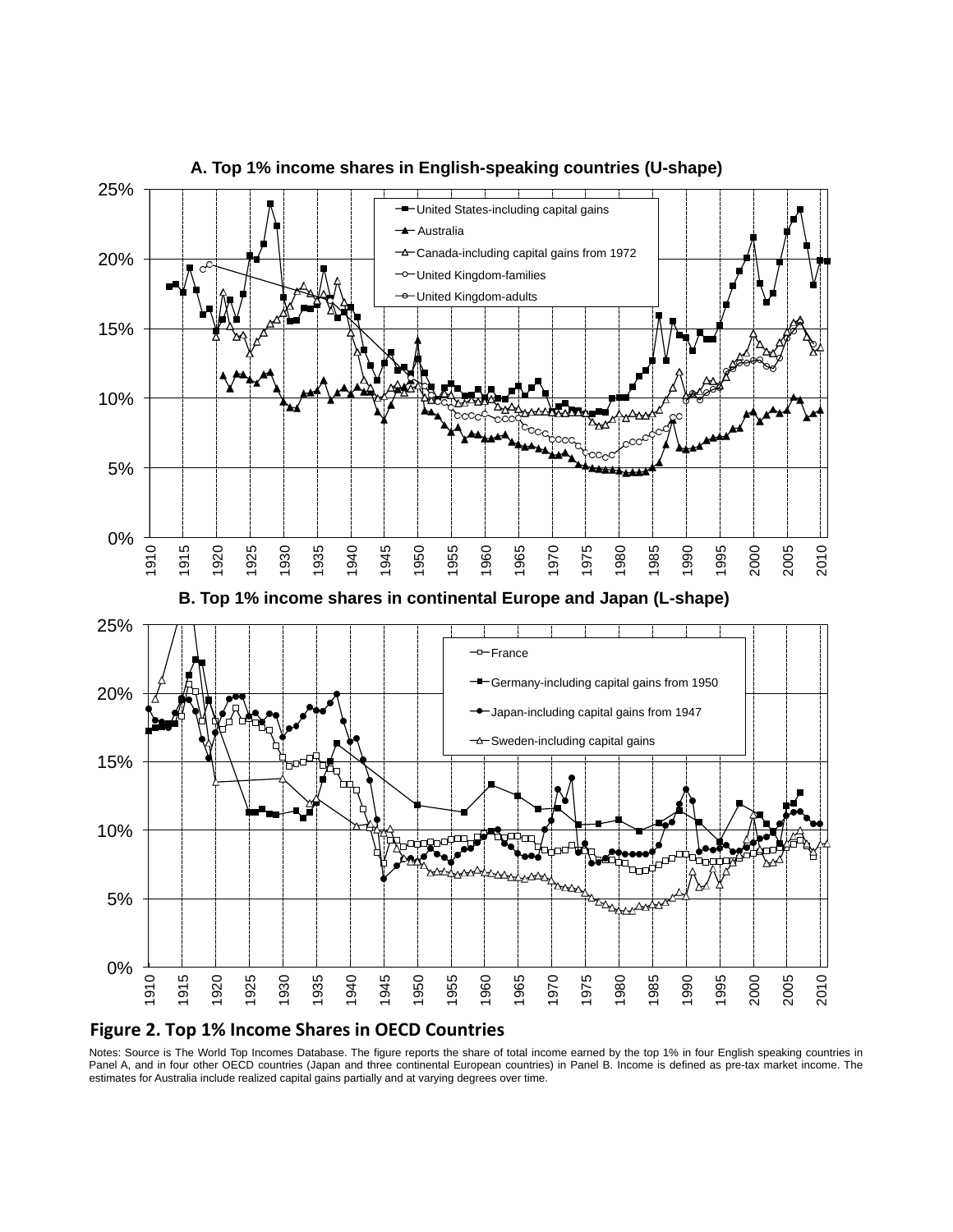**A. Top 1% income shares in English-speaking countries (U-shape)**

**B. Top 1% income shares in continental Europe and Japan (L-shape)**

**Figure 2. Top 1% Income Shares in OECD Countries**

Notes: Source is The World Top Incomes Database. The figure reports the share of total income earned by the top 1% in four English speaking countries in Panel A, and in four other OECD countries (Japan and three continental European countries) in Panel B. Income is defined as pre-tax market income. The estimates for Australia include realized capital gains partially and at varying degrees over time.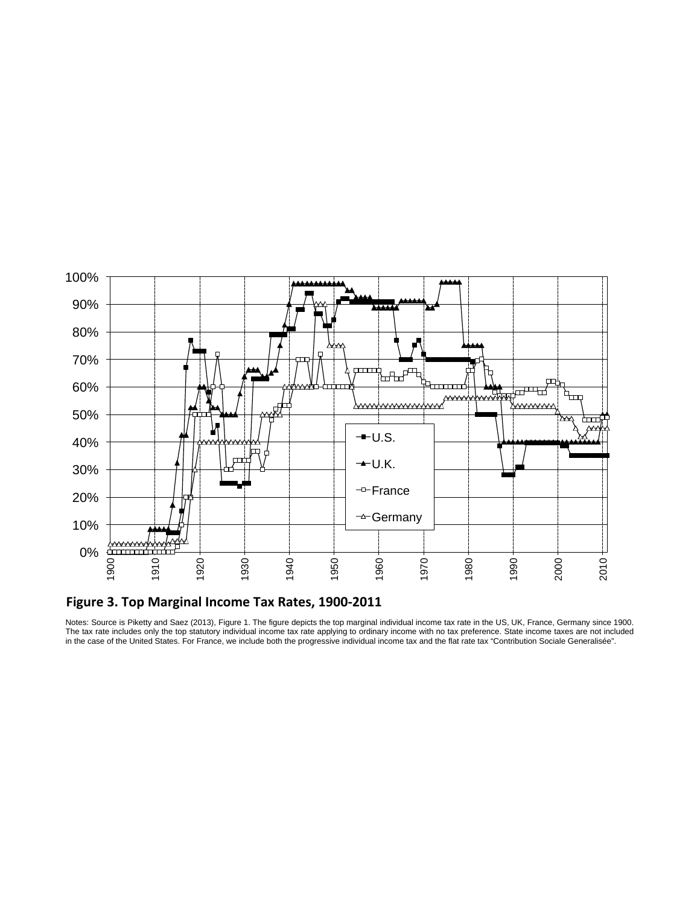**Figure 3. Top Marginal Income Tax Rates, 1900-2011**

Notes: Source is Piketty and Saez (2013), Figure 1. The figure depicts the top marginal individual income tax rate in the US, UK, France, Germany since 1900. The tax rate includes only the top statutory individual income tax rate applying to ordinary income with no tax preference. State income taxes are not included in the case of the United States. For France, we include both the progressive individual income tax and the flat rate tax "Contribution Sociale Generalisée".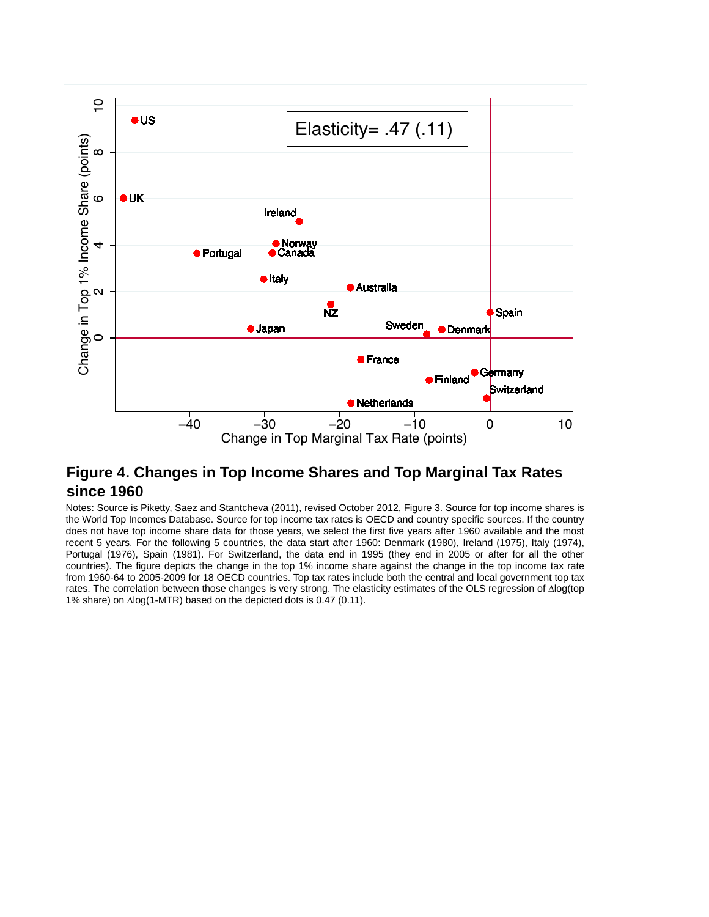## Figure 4. Changes in Top Income Shares and Top Marginal Tax Rates since 1960

Notes: Source is Piketty, Saez and Stantcheva (2011), revised October 2012, Figure 3. Source for top income shares is the World Top Incomes Database. Source for top income tax rates is OECD and country specific sources. If the country does not have top income share data for those years, we select the first five years after 1960 available and the most recent 5 years. For the following 5 countries, the data start after 1960: Denmark (1980), Ireland (1975), Italy (1974), Portugal (1976), Spain (1981). For Switzerland, the data end in 1995 (they end in 2005 or after for all the other countries). The figure depicts the change in the top 1% income share against the change in the top income tax rate from 1960-64 to 2005-2009 for 18 OECD countries. Top tax rates include both the central and local government top tax rates. The correlation between those changes is very strong. The elasticity estimates of the OLS regression of $\Delta$log(top 1% share) on $\Delta$log(1-MTR) based on the depicted dots is 0.47 (0.11).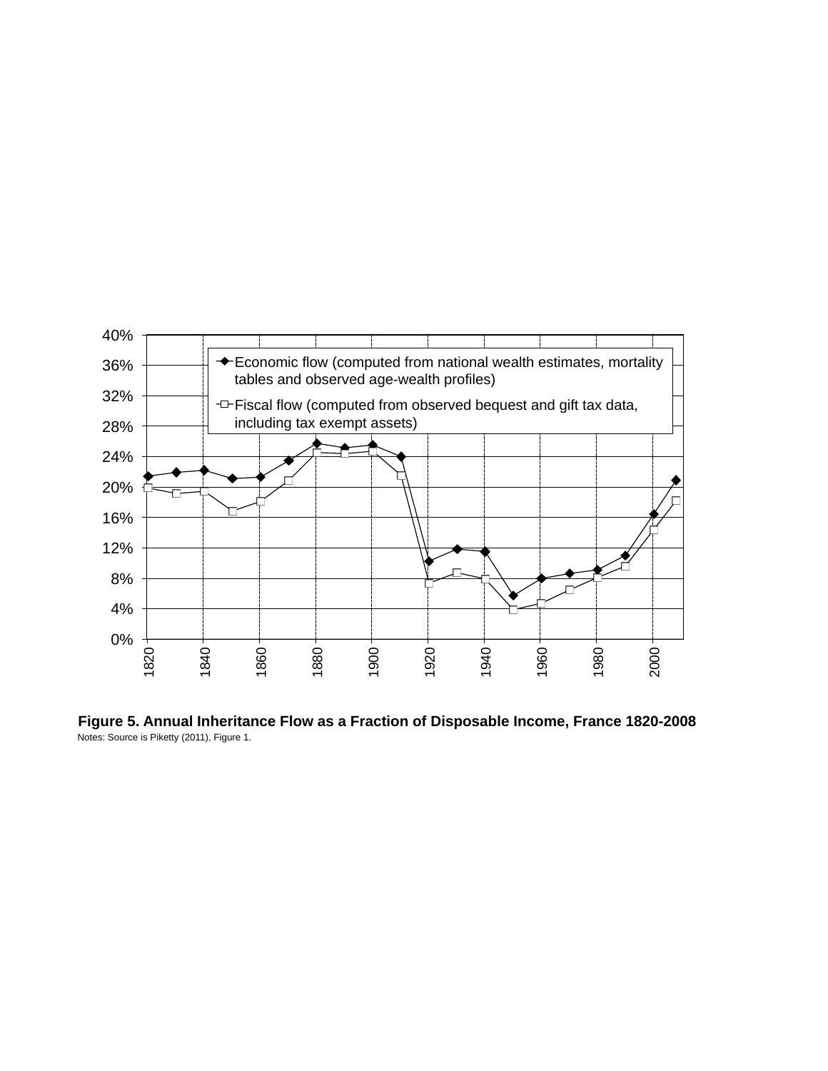**Figure 5. Annual Inheritance Flow as a Fraction of Disposable Income, France 1820-2008**

Notes: Source is Piketty (2011), Figure 1.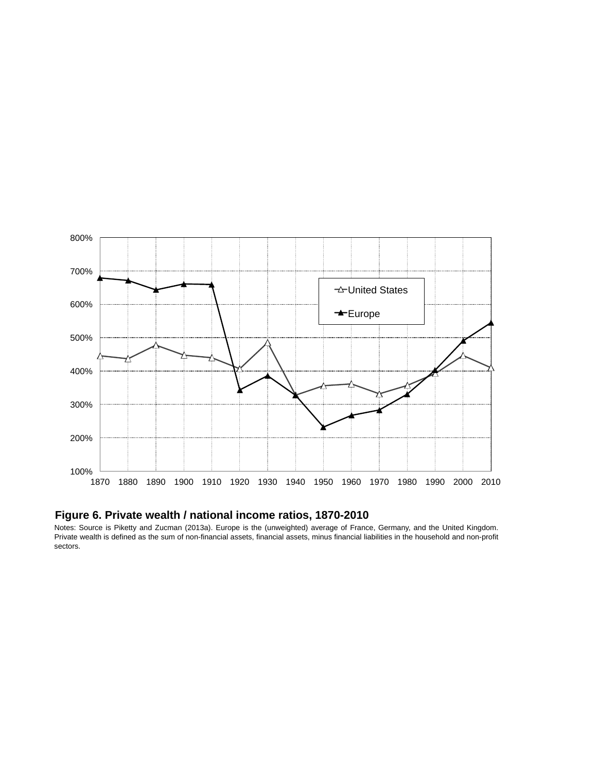800%
700%
600%
500%
400%
300%
200%
100%

1870 1880 1890 1900 1910 1920 1930 1940 1950 1960 1970 1980 1990 2000 2010

United States

Europe

**Figure 6. Private wealth / national income ratios, 1870-2010**

Notes: Source is Piketty and Zucman (2013a). Europe is the (unweighted) average of France, Germany, and the United Kingdom. Private wealth is defined as the sum of non-financial assets, financial assets, minus financial liabilities in the household and non-profit sectors.